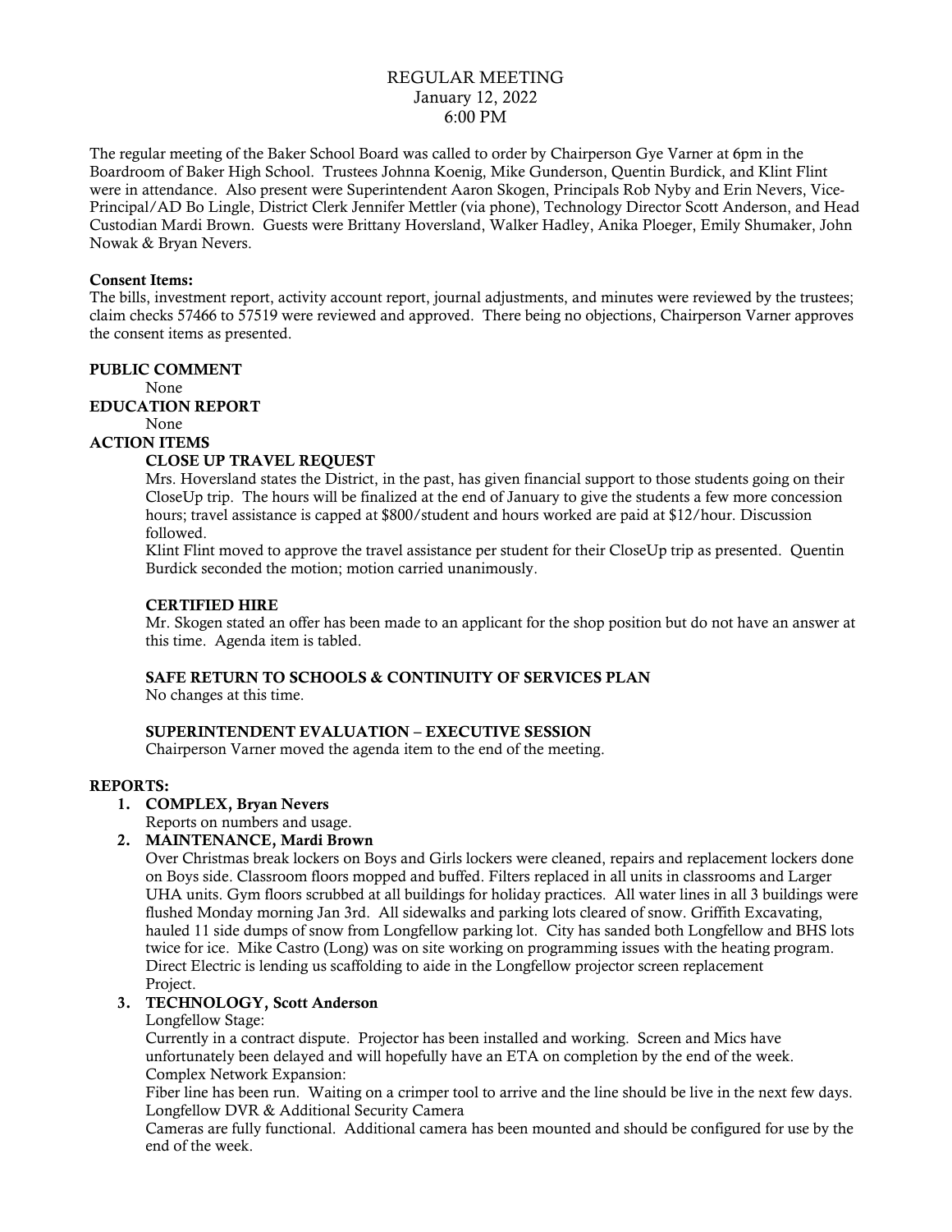# REGULAR MEETING
January 12, 2022
6:00 PM

The regular meeting of the Baker School Board was called to order by Chairperson Gye Varner at 6pm in the Boardroom of Baker High School. Trustees Johnna Koenig, Mike Gunderson, Quentin Burdick, and Klint Flint were in attendance. Also present were Superintendent Aaron Skogen, Principals Rob Nyby and Erin Nevers, Vice-Principal/AD Bo Lingle, District Clerk Jennifer Mettler (via phone), Technology Director Scott Anderson, and Head Custodian Mardi Brown. Guests were Brittany Hoversland, Walker Hadley, Anika Ploeger, Emily Shumaker, John Nowak & Bryan Nevers.

**Consent Items:**
The bills, investment report, activity account report, journal adjustments, and minutes were reviewed by the trustees; claim checks 57466 to 57519 were reviewed and approved. There being no objections, Chairperson Varner approves the consent items as presented.

**PUBLIC COMMENT**

None

**EDUCATION REPORT**

None

**ACTION ITEMS**

**CLOSE UP TRAVEL REQUEST**

Mrs. Hoversland states the District, in the past, has given financial support to those students going on their CloseUp trip. The hours will be finalized at the end of January to give the students a few more concession hours; travel assistance is capped at $800/student and hours worked are paid at $12/hour. Discussion followed.

Klint Flint moved to approve the travel assistance per student for their CloseUp trip as presented. Quentin Burdick seconded the motion; motion carried unanimously.

**CERTIFIED HIRE**

Mr. Skogen stated an offer has been made to an applicant for the shop position but do not have an answer at this time. Agenda item is tabled.

**SAFE RETURN TO SCHOOLS & CONTINUITY OF SERVICES PLAN**

No changes at this time.

**SUPERINTENDENT EVALUATION – EXECUTIVE SESSION**

Chairperson Varner moved the agenda item to the end of the meeting.

**REPORTS:**

1. **COMPLEX, Bryan Nevers**
   Reports on numbers and usage.
2. **MAINTENANCE, Mardi Brown**
   Over Christmas break lockers on Boys and Girls lockers were cleaned, repairs and replacement lockers done on Boys side. Classroom floors mopped and buffed. Filters replaced in all units in classrooms and Larger UHA units. Gym floors scrubbed at all buildings for holiday practices. All water lines in all 3 buildings were flushed Monday morning Jan 3rd. All sidewalks and parking lots cleared of snow. Griffith Excavating, hauled 11 side dumps of snow from Longfellow parking lot. City has sanded both Longfellow and BHS lots twice for ice. Mike Castro (Long) was on site working on programming issues with the heating program. Direct Electric is lending us scaffolding to aide in the Longfellow projector screen replacement Project.
3. **TECHNOLOGY, Scott Anderson**
   Longfellow Stage:
   Currently in a contract dispute. Projector has been installed and working. Screen and Mics have unfortunately been delayed and will hopefully have an ETA on completion by the end of the week.
   Complex Network Expansion:
   Fiber line has been run. Waiting on a crimper tool to arrive and the line should be live in the next few days.
   Longfellow DVR & Additional Security Camera
   Cameras are fully functional. Additional camera has been mounted and should be configured for use by the end of the week.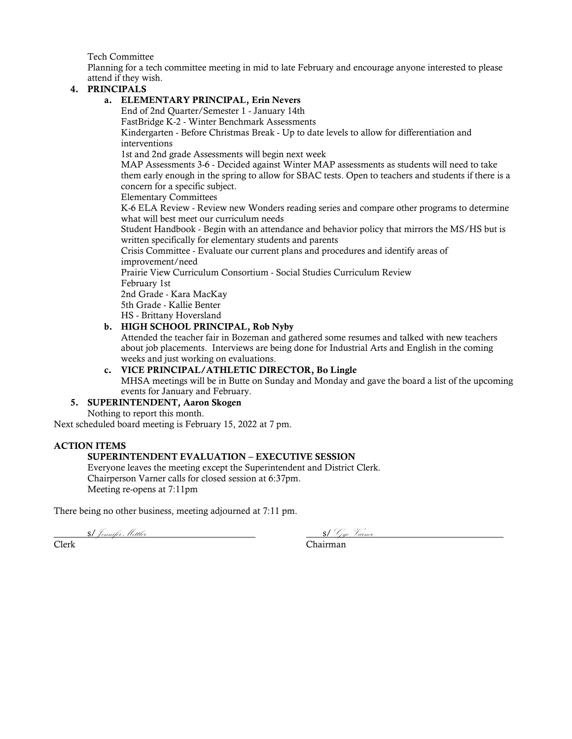Tech Committee

Planning for a tech committee meeting in mid to late February and encourage anyone interested to please attend if they wish.

**4. PRINCIPALS**

**a. ELEMENTARY PRINCIPAL, Erin Nevers**

End of 2nd Quarter/Semester 1 - January 14th

FastBridge K-2 - Winter Benchmark Assessments

Kindergarten - Before Christmas Break - Up to date levels to allow for differentiation and interventions

1st and 2nd grade Assessments will begin next week

MAP Assessments 3-6 - Decided against Winter MAP assessments as students will need to take them early enough in the spring to allow for SBAC tests. Open to teachers and students if there is a concern for a specific subject.

Elementary Committees

K-6 ELA Review - Review new Wonders reading series and compare other programs to determine what will best meet our curriculum needs

Student Handbook - Begin with an attendance and behavior policy that mirrors the MS/HS but is written specifically for elementary students and parents

Crisis Committee - Evaluate our current plans and procedures and identify areas of improvement/need

Prairie View Curriculum Consortium - Social Studies Curriculum Review

February 1st

2nd Grade - Kara MacKay

5th Grade - Kallie Benter

HS - Brittany Hoversland

**b. HIGH SCHOOL PRINCIPAL, Rob Nyby**

Attended the teacher fair in Bozeman and gathered some resumes and talked with new teachers about job placements. Interviews are being done for Industrial Arts and English in the coming weeks and just working on evaluations.

**c. VICE PRINCIPAL/ATHLETIC DIRECTOR, Bo Lingle**

MHSA meetings will be in Butte on Sunday and Monday and gave the board a list of the upcoming events for January and February.

**5. SUPERINTENDENT, Aaron Skogen**

Nothing to report this month.

Next scheduled board meeting is February 15, 2022 at 7 pm.

**ACTION ITEMS**

**SUPERINTENDENT EVALUATION – EXECUTIVE SESSION**

Everyone leaves the meeting except the Superintendent and District Clerk.

Chairperson Varner calls for closed session at 6:37pm.

Meeting re-opens at 7:11pm

There being no other business, meeting adjourned at 7:11 pm.

s/ *Jennifer Mettler*
Clerk

s/ *Gye Varner*
Chairman